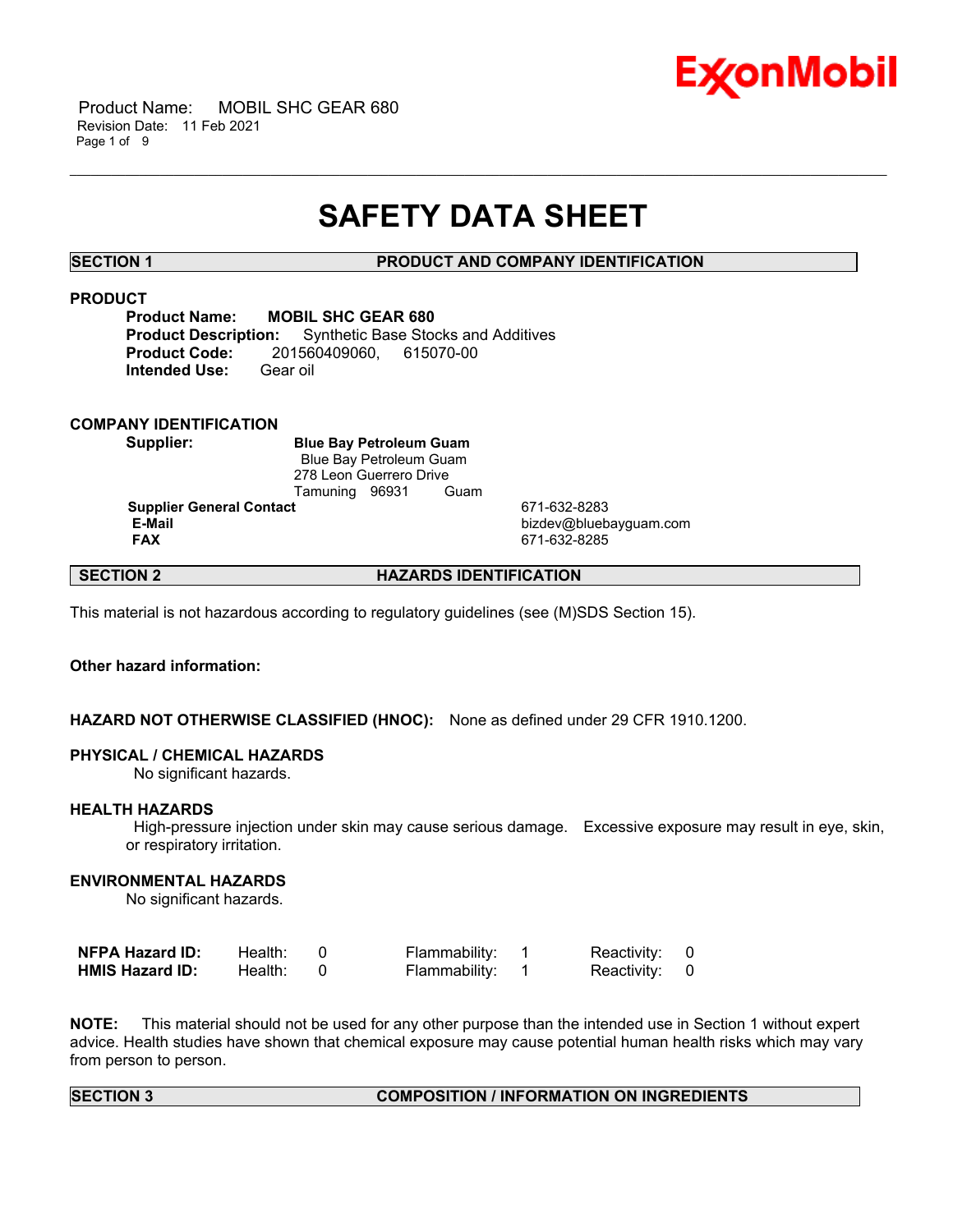# SAFETY DATA SHEET

## SECTION 1 PRODUCT AND COMPANY IDENTIFICATION

### PRODUCT

**Product Name:** **MOBIL SHC GEAR 680**
**Product Description:** Synthetic Base Stocks and Additives
**Product Code:** 201560409060, 615070-00
**Intended Use:** Gear oil

### COMPANY IDENTIFICATION

**Supplier:** **Blue Bay Petroleum Guam**
Blue Bay Petroleum Guam
278 Leon Guerrero Drive
Tamuning 96931 Guam

| | |
|---|---|
| **Supplier General Contact** | 671-632-8283 |
| **E-Mail** | bizdev@bluebayguam.com |
| **FAX** | 671-632-8285 |

## SECTION 2 HAZARDS IDENTIFICATION

This material is not hazardous according to regulatory guidelines (see (M)SDS Section 15).

**Other hazard information:**

**HAZARD NOT OTHERWISE CLASSIFIED (HNOC):** None as defined under 29 CFR 1910.1200.

**PHYSICAL / CHEMICAL HAZARDS**
No significant hazards.

**HEALTH HAZARDS**
High-pressure injection under skin may cause serious damage. Excessive exposure may result in eye, skin, or respiratory irritation.

**ENVIRONMENTAL HAZARDS**
No significant hazards.

| | | | | | | |
|---|---|---|---|---|---|---|
| **NFPA Hazard ID:** | Health: | 0 | Flammability: | 1 | Reactivity: | 0 |
| **HMIS Hazard ID:** | Health: | 0 | Flammability: | 1 | Reactivity: | 0 |

**NOTE:** This material should not be used for any other purpose than the intended use in Section 1 without expert advice. Health studies have shown that chemical exposure may cause potential human health risks which may vary from person to person.

## SECTION 3 COMPOSITION / INFORMATION ON INGREDIENTS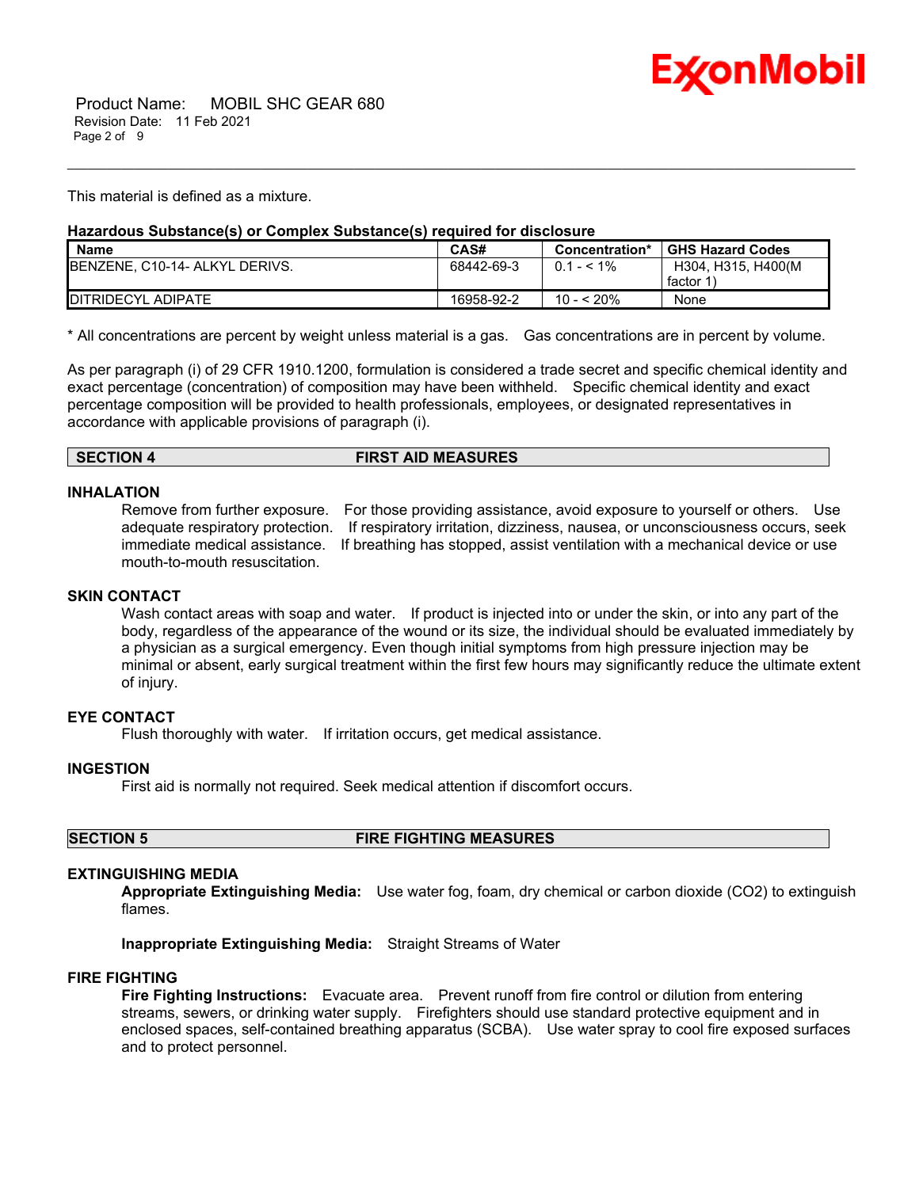This material is defined as a mixture.

**Hazardous Substance(s) or Complex Substance(s) required for disclosure**

| Name | CAS# | Concentration* | GHS Hazard Codes |
|---|---|---|---|
| BENZENE, C10-14- ALKYL DERIVS. | 68442-69-3 | 0.1 - < 1% | H304, H315, H400(M factor 1) |
| DITRIDECYL ADIPATE | 16958-92-2 | 10 - < 20% | None |

* All concentrations are percent by weight unless material is a gas. Gas concentrations are in percent by volume.

As per paragraph (i) of 29 CFR 1910.1200, formulation is considered a trade secret and specific chemical identity and exact percentage (concentration) of composition may have been withheld. Specific chemical identity and exact percentage composition will be provided to health professionals, employees, or designated representatives in accordance with applicable provisions of paragraph (i).

## SECTION 4 FIRST AID MEASURES

### INHALATION

Remove from further exposure. For those providing assistance, avoid exposure to yourself or others. Use adequate respiratory protection. If respiratory irritation, dizziness, nausea, or unconsciousness occurs, seek immediate medical assistance. If breathing has stopped, assist ventilation with a mechanical device or use mouth-to-mouth resuscitation.

### SKIN CONTACT

Wash contact areas with soap and water. If product is injected into or under the skin, or into any part of the body, regardless of the appearance of the wound or its size, the individual should be evaluated immediately by a physician as a surgical emergency. Even though initial symptoms from high pressure injection may be minimal or absent, early surgical treatment within the first few hours may significantly reduce the ultimate extent of injury.

### EYE CONTACT

Flush thoroughly with water. If irritation occurs, get medical assistance.

### INGESTION

First aid is normally not required. Seek medical attention if discomfort occurs.

## SECTION 5 FIRE FIGHTING MEASURES

### EXTINGUISHING MEDIA

**Appropriate Extinguishing Media:** Use water fog, foam, dry chemical or carbon dioxide ($CO_2$) to extinguish flames.

**Inappropriate Extinguishing Media:** Straight Streams of Water

### FIRE FIGHTING

**Fire Fighting Instructions:** Evacuate area. Prevent runoff from fire control or dilution from entering streams, sewers, or drinking water supply. Firefighters should use standard protective equipment and in enclosed spaces, self-contained breathing apparatus (SCBA). Use water spray to cool fire exposed surfaces and to protect personnel.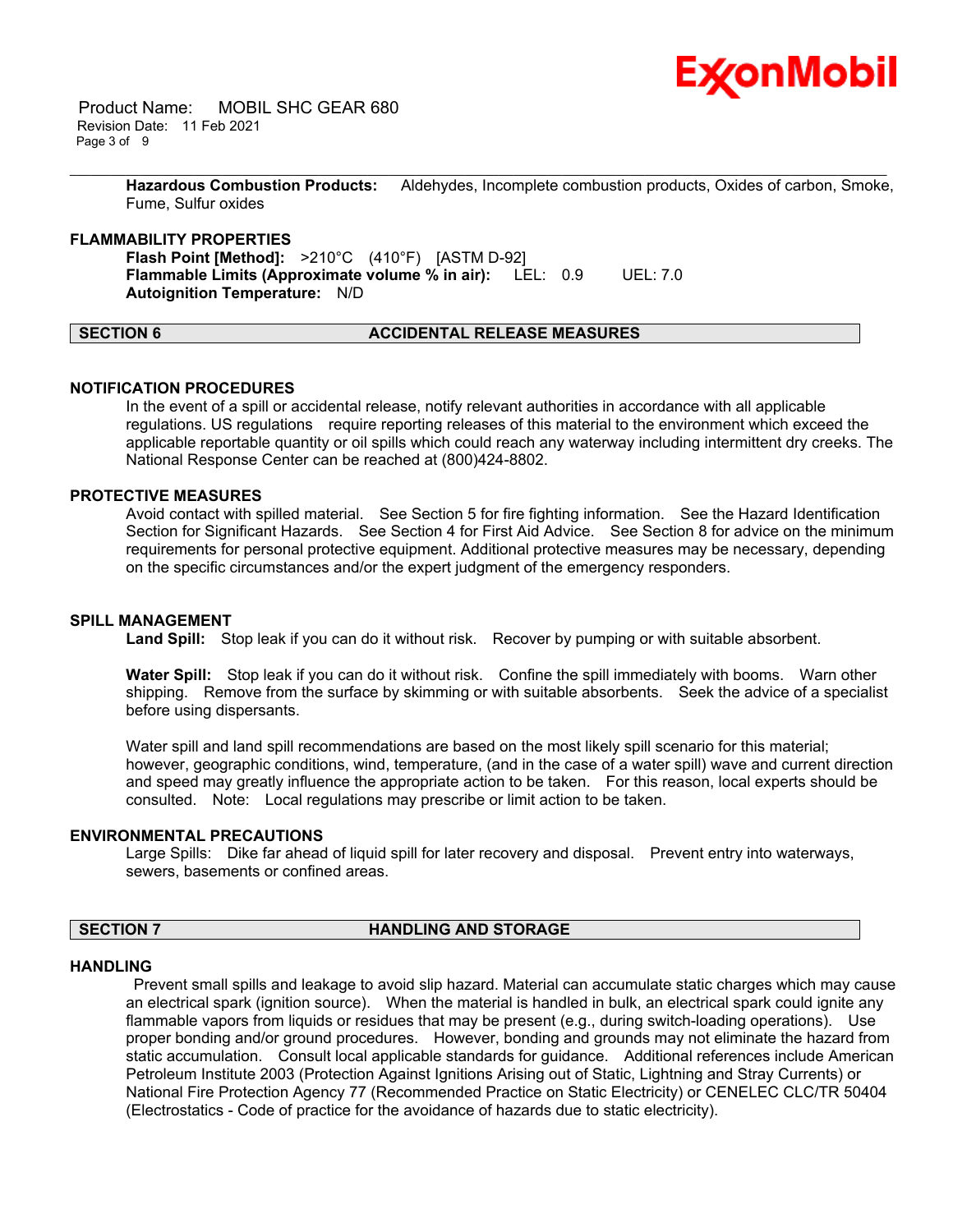**Hazardous Combustion Products:** Aldehydes, Incomplete combustion products, Oxides of carbon, Smoke, Fume, Sulfur oxides

### FLAMMABILITY PROPERTIES

**Flash Point [Method]:** >210°C (410°F) [ASTM D-92]
**Flammable Limits (Approximate volume % in air):** LEL: 0.9 UEL: 7.0
**Autoignition Temperature:** N/D

## SECTION 6 ACCIDENTAL RELEASE MEASURES

### NOTIFICATION PROCEDURES

In the event of a spill or accidental release, notify relevant authorities in accordance with all applicable regulations. US regulations require reporting releases of this material to the environment which exceed the applicable reportable quantity or oil spills which could reach any waterway including intermittent dry creeks. The National Response Center can be reached at (800)424-8802.

### PROTECTIVE MEASURES

Avoid contact with spilled material. See Section 5 for fire fighting information. See the Hazard Identification Section for Significant Hazards. See Section 4 for First Aid Advice. See Section 8 for advice on the minimum requirements for personal protective equipment. Additional protective measures may be necessary, depending on the specific circumstances and/or the expert judgment of the emergency responders.

### SPILL MANAGEMENT

**Land Spill:** Stop leak if you can do it without risk. Recover by pumping or with suitable absorbent.

**Water Spill:** Stop leak if you can do it without risk. Confine the spill immediately with booms. Warn other shipping. Remove from the surface by skimming or with suitable absorbents. Seek the advice of a specialist before using dispersants.

Water spill and land spill recommendations are based on the most likely spill scenario for this material; however, geographic conditions, wind, temperature, (and in the case of a water spill) wave and current direction and speed may greatly influence the appropriate action to be taken. For this reason, local experts should be consulted. Note: Local regulations may prescribe or limit action to be taken.

### ENVIRONMENTAL PRECAUTIONS

Large Spills: Dike far ahead of liquid spill for later recovery and disposal. Prevent entry into waterways, sewers, basements or confined areas.

## SECTION 7 HANDLING AND STORAGE

### HANDLING

Prevent small spills and leakage to avoid slip hazard. Material can accumulate static charges which may cause an electrical spark (ignition source). When the material is handled in bulk, an electrical spark could ignite any flammable vapors from liquids or residues that may be present (e.g., during switch-loading operations). Use proper bonding and/or ground procedures. However, bonding and grounds may not eliminate the hazard from static accumulation. Consult local applicable standards for guidance. Additional references include American Petroleum Institute 2003 (Protection Against Ignitions Arising out of Static, Lightning and Stray Currents) or National Fire Protection Agency 77 (Recommended Practice on Static Electricity) or CENELEC CLC/TR 50404 (Electrostatics - Code of practice for the avoidance of hazards due to static electricity).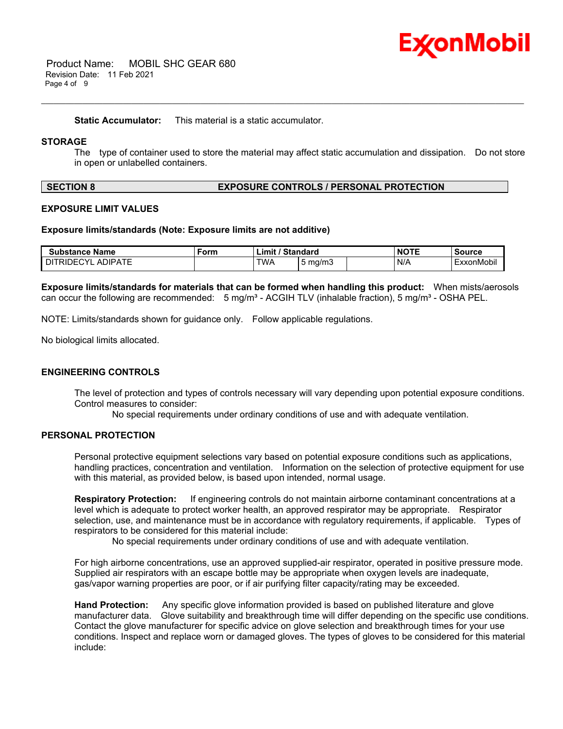**Static Accumulator:** This material is a static accumulator.

**STORAGE**

The type of container used to store the material may affect static accumulation and dissipation. Do not store in open or unlabelled containers.

## SECTION 8 EXPOSURE CONTROLS / PERSONAL PROTECTION

**EXPOSURE LIMIT VALUES**

**Exposure limits/standards (Note: Exposure limits are not additive)**

| Substance Name | Form | Limit / Standard | | | NOTE | Source |
|---|---|---|---|---|---|---|
| DITRIDECYL ADIPATE | | TWA | 5 mg/m3 | | N/A | ExxonMobil |

**Exposure limits/standards for materials that can be formed when handling this product:** When mists/aerosols can occur the following are recommended: 5 mg/m³ - ACGIH TLV (inhalable fraction), 5 mg/m³ - OSHA PEL.

NOTE: Limits/standards shown for guidance only. Follow applicable regulations.

No biological limits allocated.

**ENGINEERING CONTROLS**

The level of protection and types of controls necessary will vary depending upon potential exposure conditions. Control measures to consider:

No special requirements under ordinary conditions of use and with adequate ventilation.

**PERSONAL PROTECTION**

Personal protective equipment selections vary based on potential exposure conditions such as applications, handling practices, concentration and ventilation. Information on the selection of protective equipment for use with this material, as provided below, is based upon intended, normal usage.

**Respiratory Protection:** If engineering controls do not maintain airborne contaminant concentrations at a level which is adequate to protect worker health, an approved respirator may be appropriate. Respirator selection, use, and maintenance must be in accordance with regulatory requirements, if applicable. Types of respirators to be considered for this material include:

No special requirements under ordinary conditions of use and with adequate ventilation.

For high airborne concentrations, use an approved supplied-air respirator, operated in positive pressure mode. Supplied air respirators with an escape bottle may be appropriate when oxygen levels are inadequate, gas/vapor warning properties are poor, or if air purifying filter capacity/rating may be exceeded.

**Hand Protection:** Any specific glove information provided is based on published literature and glove manufacturer data. Glove suitability and breakthrough time will differ depending on the specific use conditions. Contact the glove manufacturer for specific advice on glove selection and breakthrough times for your use conditions. Inspect and replace worn or damaged gloves. The types of gloves to be considered for this material include: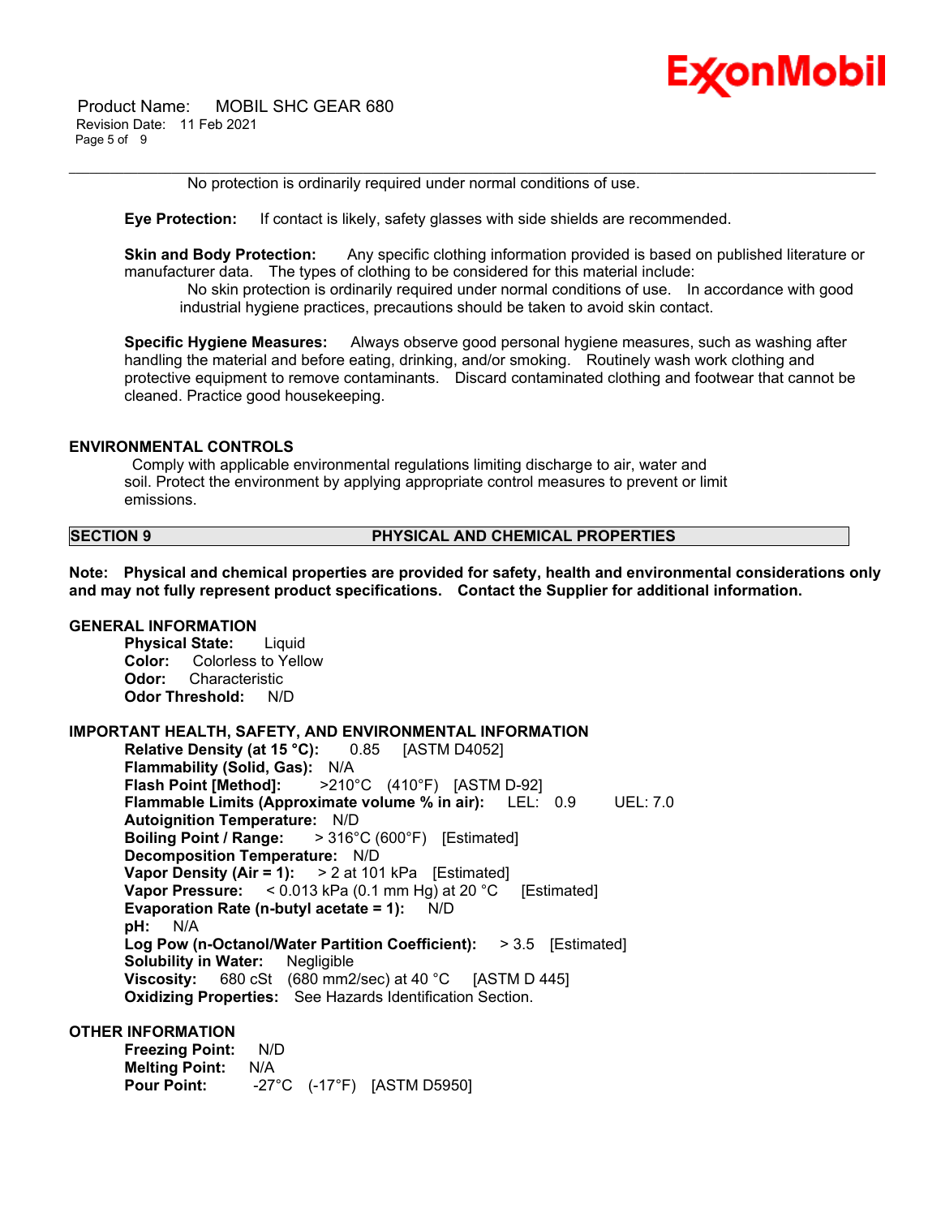No protection is ordinarily required under normal conditions of use.

**Eye Protection:** If contact is likely, safety glasses with side shields are recommended.

**Skin and Body Protection:** Any specific clothing information provided is based on published literature or manufacturer data. The types of clothing to be considered for this material include:

No skin protection is ordinarily required under normal conditions of use. In accordance with good industrial hygiene practices, precautions should be taken to avoid skin contact.

**Specific Hygiene Measures:** Always observe good personal hygiene measures, such as washing after handling the material and before eating, drinking, and/or smoking. Routinely wash work clothing and protective equipment to remove contaminants. Discard contaminated clothing and footwear that cannot be cleaned. Practice good housekeeping.

## ENVIRONMENTAL CONTROLS

Comply with applicable environmental regulations limiting discharge to air, water and soil. Protect the environment by applying appropriate control measures to prevent or limit emissions.

## SECTION 9 PHYSICAL AND CHEMICAL PROPERTIES

**Note: Physical and chemical properties are provided for safety, health and environmental considerations only and may not fully represent product specifications. Contact the Supplier for additional information.**

### GENERAL INFORMATION

**Physical State:** Liquid
**Color:** Colorless to Yellow
**Odor:** Characteristic
**Odor Threshold:** N/D

### IMPORTANT HEALTH, SAFETY, AND ENVIRONMENTAL INFORMATION

**Relative Density (at 15 °C):** 0.85 [ASTM D4052]
**Flammability (Solid, Gas):** N/A
**Flash Point [Method]:** >210°C (410°F) [ASTM D-92]
**Flammable Limits (Approximate volume % in air):** LEL: 0.9 UEL: 7.0
**Autoignition Temperature:** N/D
**Boiling Point / Range:** > 316°C (600°F) [Estimated]
**Decomposition Temperature:** N/D
**Vapor Density (Air = 1):** > 2 at 101 kPa [Estimated]
**Vapor Pressure:** < 0.013 kPa (0.1 mm Hg) at 20 °C [Estimated]
**Evaporation Rate (n-butyl acetate = 1):** N/D
**pH:** N/A
**Log Pow (n-Octanol/Water Partition Coefficient):** > 3.5 [Estimated]
**Solubility in Water:** Negligible
**Viscosity:** 680 cSt (680 mm2/sec) at 40 °C [ASTM D 445]
**Oxidizing Properties:** See Hazards Identification Section.

### OTHER INFORMATION

**Freezing Point:** N/D
**Melting Point:** N/A
**Pour Point:** -27°C (-17°F) [ASTM D5950]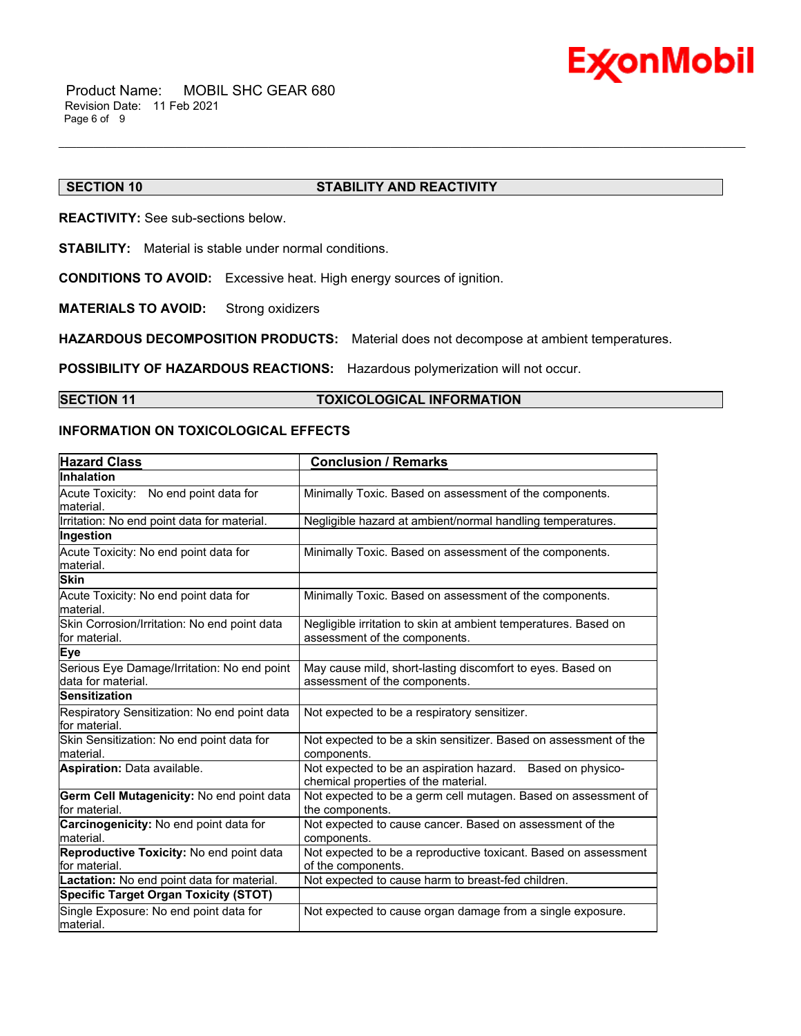## SECTION 10 STABILITY AND REACTIVITY

**REACTIVITY:** See sub-sections below.

**STABILITY:** Material is stable under normal conditions.

**CONDITIONS TO AVOID:** Excessive heat. High energy sources of ignition.

**MATERIALS TO AVOID:** Strong oxidizers

**HAZARDOUS DECOMPOSITION PRODUCTS:** Material does not decompose at ambient temperatures.

**POSSIBILITY OF HAZARDOUS REACTIONS:** Hazardous polymerization will not occur.

## SECTION 11 TOXICOLOGICAL INFORMATION

### INFORMATION ON TOXICOLOGICAL EFFECTS

| Hazard Class | Conclusion / Remarks |
|---|---|
| **Inhalation** | |
| Acute Toxicity: No end point data for material. | Minimally Toxic. Based on assessment of the components. |
| Irritation: No end point data for material. | Negligible hazard at ambient/normal handling temperatures. |
| **Ingestion** | |
| Acute Toxicity: No end point data for material. | Minimally Toxic. Based on assessment of the components. |
| **Skin** | |
| Acute Toxicity: No end point data for material. | Minimally Toxic. Based on assessment of the components. |
| Skin Corrosion/Irritation: No end point data for material. | Negligible irritation to skin at ambient temperatures. Based on assessment of the components. |
| **Eye** | |
| Serious Eye Damage/Irritation: No end point data for material. | May cause mild, short-lasting discomfort to eyes. Based on assessment of the components. |
| **Sensitization** | |
| Respiratory Sensitization: No end point data for material. | Not expected to be a respiratory sensitizer. |
| Skin Sensitization: No end point data for material. | Not expected to be a skin sensitizer. Based on assessment of the components. |
| **Aspiration:** Data available. | Not expected to be an aspiration hazard. Based on physico-chemical properties of the material. |
| **Germ Cell Mutagenicity:** No end point data for material. | Not expected to be a germ cell mutagen. Based on assessment of the components. |
| **Carcinogenicity:** No end point data for material. | Not expected to cause cancer. Based on assessment of the components. |
| **Reproductive Toxicity:** No end point data for material. | Not expected to be a reproductive toxicant. Based on assessment of the components. |
| **Lactation:** No end point data for material. | Not expected to cause harm to breast-fed children. |
| **Specific Target Organ Toxicity (STOT)** | |
| Single Exposure: No end point data for material. | Not expected to cause organ damage from a single exposure. |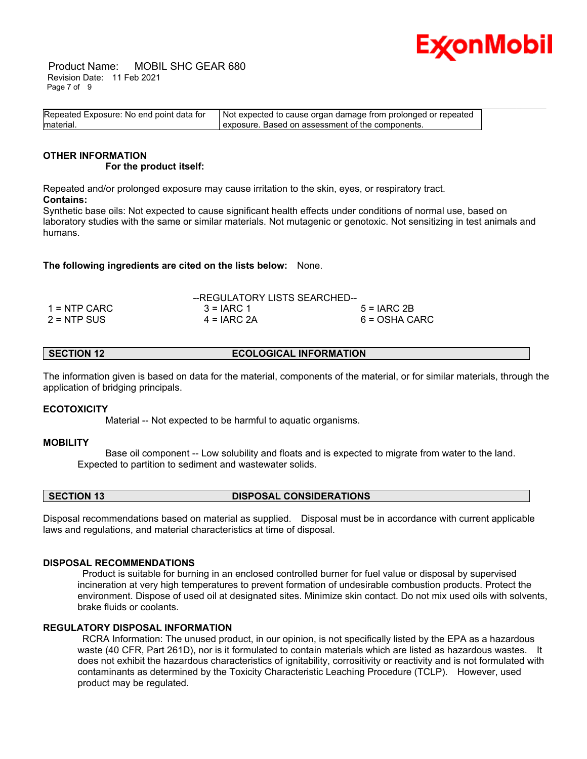| Repeated Exposure: No end point data for material. | Not expected to cause organ damage from prolonged or repeated exposure. Based on assessment of the components. |
|---|---|

**OTHER INFORMATION**

**For the product itself:**

Repeated and/or prolonged exposure may cause irritation to the skin, eyes, or respiratory tract.

**Contains:**

Synthetic base oils: Not expected to cause significant health effects under conditions of normal use, based on laboratory studies with the same or similar materials. Not mutagenic or genotoxic. Not sensitizing in test animals and humans.

**The following ingredients are cited on the lists below:** None.

--REGULATORY LISTS SEARCHED--

| | | |
|---|---|---|
| 1 = NTP CARC | 3 = IARC 1 | 5 = IARC 2B |
| 2 = NTP SUS | 4 = IARC 2A | 6 = OSHA CARC |

## SECTION 12 ECOLOGICAL INFORMATION

The information given is based on data for the material, components of the material, or for similar materials, through the application of bridging principals.

**ECOTOXICITY**

Material -- Not expected to be harmful to aquatic organisms.

**MOBILITY**

Base oil component -- Low solubility and floats and is expected to migrate from water to the land. Expected to partition to sediment and wastewater solids.

## SECTION 13 DISPOSAL CONSIDERATIONS

Disposal recommendations based on material as supplied. Disposal must be in accordance with current applicable laws and regulations, and material characteristics at time of disposal.

**DISPOSAL RECOMMENDATIONS**

Product is suitable for burning in an enclosed controlled burner for fuel value or disposal by supervised incineration at very high temperatures to prevent formation of undesirable combustion products. Protect the environment. Dispose of used oil at designated sites. Minimize skin contact. Do not mix used oils with solvents, brake fluids or coolants.

**REGULATORY DISPOSAL INFORMATION**

RCRA Information: The unused product, in our opinion, is not specifically listed by the EPA as a hazardous waste (40 CFR, Part 261D), nor is it formulated to contain materials which are listed as hazardous wastes. It does not exhibit the hazardous characteristics of ignitability, corrositivity or reactivity and is not formulated with contaminants as determined by the Toxicity Characteristic Leaching Procedure (TCLP). However, used product may be regulated.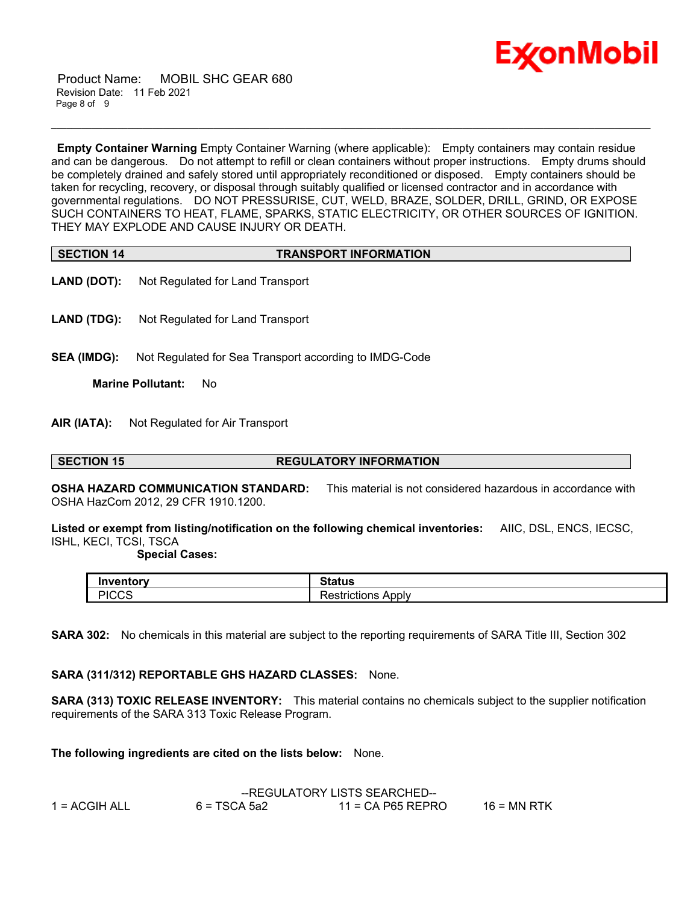**Empty Container Warning** Empty Container Warning (where applicable): Empty containers may contain residue and can be dangerous. Do not attempt to refill or clean containers without proper instructions. Empty drums should be completely drained and safely stored until appropriately reconditioned or disposed. Empty containers should be taken for recycling, recovery, or disposal through suitably qualified or licensed contractor and in accordance with governmental regulations. DO NOT PRESSURISE, CUT, WELD, BRAZE, SOLDER, DRILL, GRIND, OR EXPOSE SUCH CONTAINERS TO HEAT, FLAME, SPARKS, STATIC ELECTRICITY, OR OTHER SOURCES OF IGNITION. THEY MAY EXPLODE AND CAUSE INJURY OR DEATH.

## SECTION 14 TRANSPORT INFORMATION

**LAND (DOT):** Not Regulated for Land Transport

**LAND (TDG):** Not Regulated for Land Transport

**SEA (IMDG):** Not Regulated for Sea Transport according to IMDG-Code

**Marine Pollutant:** No

**AIR (IATA):** Not Regulated for Air Transport

## SECTION 15 REGULATORY INFORMATION

**OSHA HAZARD COMMUNICATION STANDARD:** This material is not considered hazardous in accordance with OSHA HazCom 2012, 29 CFR 1910.1200.

**Listed or exempt from listing/notification on the following chemical inventories:** AIIC, DSL, ENCS, IECSC, ISHL, KECI, TCSI, TSCA

**Special Cases:**

| Inventory | Status |
|---|---|
| PICCS | Restrictions Apply |

**SARA 302:** No chemicals in this material are subject to the reporting requirements of SARA Title III, Section 302

**SARA (311/312) REPORTABLE GHS HAZARD CLASSES:** None.

**SARA (313) TOXIC RELEASE INVENTORY:** This material contains no chemicals subject to the supplier notification requirements of the SARA 313 Toxic Release Program.

**The following ingredients are cited on the lists below:** None.

--REGULATORY LISTS SEARCHED--

| | | | |
|---|---|---|---|
| 1 = ACGIH ALL | 6 = TSCA 5a2 | 11 = CA P65 REPRO | 16 = MN RTK |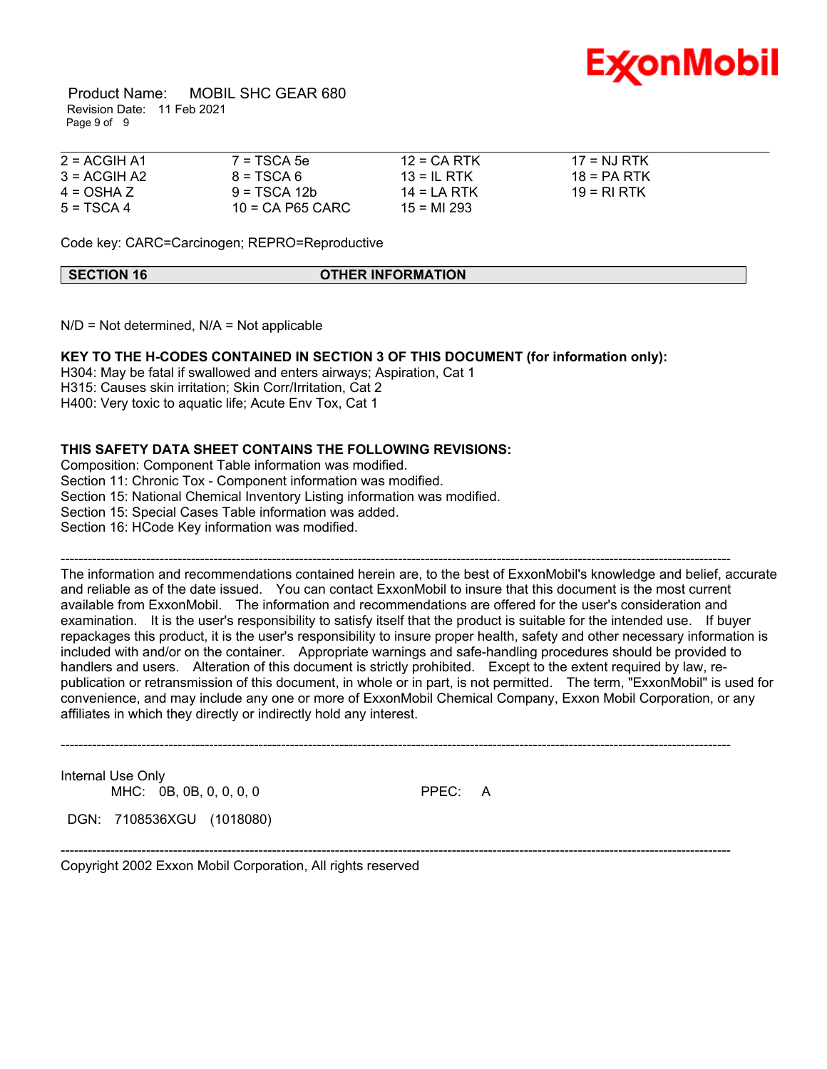| | | | |
|---|---|---|---|
| 2 = ACGIH A1 | 7 = TSCA 5e | 12 = CA RTK | 17 = NJ RTK |
| 3 = ACGIH A2 | 8 = TSCA 6 | 13 = IL RTK | 18 = PA RTK |
| 4 = OSHA Z | 9 = TSCA 12b | 14 = LA RTK | 19 = RI RTK |
| 5 = TSCA 4 | 10 = CA P65 CARC | 15 = MI 293 | |

Code key: CARC=Carcinogen; REPRO=Reproductive

## SECTION 16 OTHER INFORMATION

N/D = Not determined, N/A = Not applicable

**KEY TO THE H-CODES CONTAINED IN SECTION 3 OF THIS DOCUMENT (for information only):**

H304: May be fatal if swallowed and enters airways; Aspiration, Cat 1
H315: Causes skin irritation; Skin Corr/Irritation, Cat 2
H400: Very toxic to aquatic life; Acute Env Tox, Cat 1

**THIS SAFETY DATA SHEET CONTAINS THE FOLLOWING REVISIONS:**

Composition: Component Table information was modified.
Section 11: Chronic Tox - Component information was modified.
Section 15: National Chemical Inventory Listing information was modified.
Section 15: Special Cases Table information was added.
Section 16: HCode Key information was modified.

---

The information and recommendations contained herein are, to the best of ExxonMobil's knowledge and belief, accurate and reliable as of the date issued. You can contact ExxonMobil to insure that this document is the most current available from ExxonMobil. The information and recommendations are offered for the user's consideration and examination. It is the user's responsibility to satisfy itself that the product is suitable for the intended use. If buyer repackages this product, it is the user's responsibility to insure proper health, safety and other necessary information is included with and/or on the container. Appropriate warnings and safe-handling procedures should be provided to handlers and users. Alteration of this document is strictly prohibited. Except to the extent required by law, re-publication or retransmission of this document, in whole or in part, is not permitted. The term, "ExxonMobil" is used for convenience, and may include any one or more of ExxonMobil Chemical Company, Exxon Mobil Corporation, or any affiliates in which they directly or indirectly hold any interest.

---

Internal Use Only

MHC: 0B, 0B, 0, 0, 0, 0 PPEC: A

DGN: 7108536XGU (1018080)

---

Copyright 2002 Exxon Mobil Corporation, All rights reserved